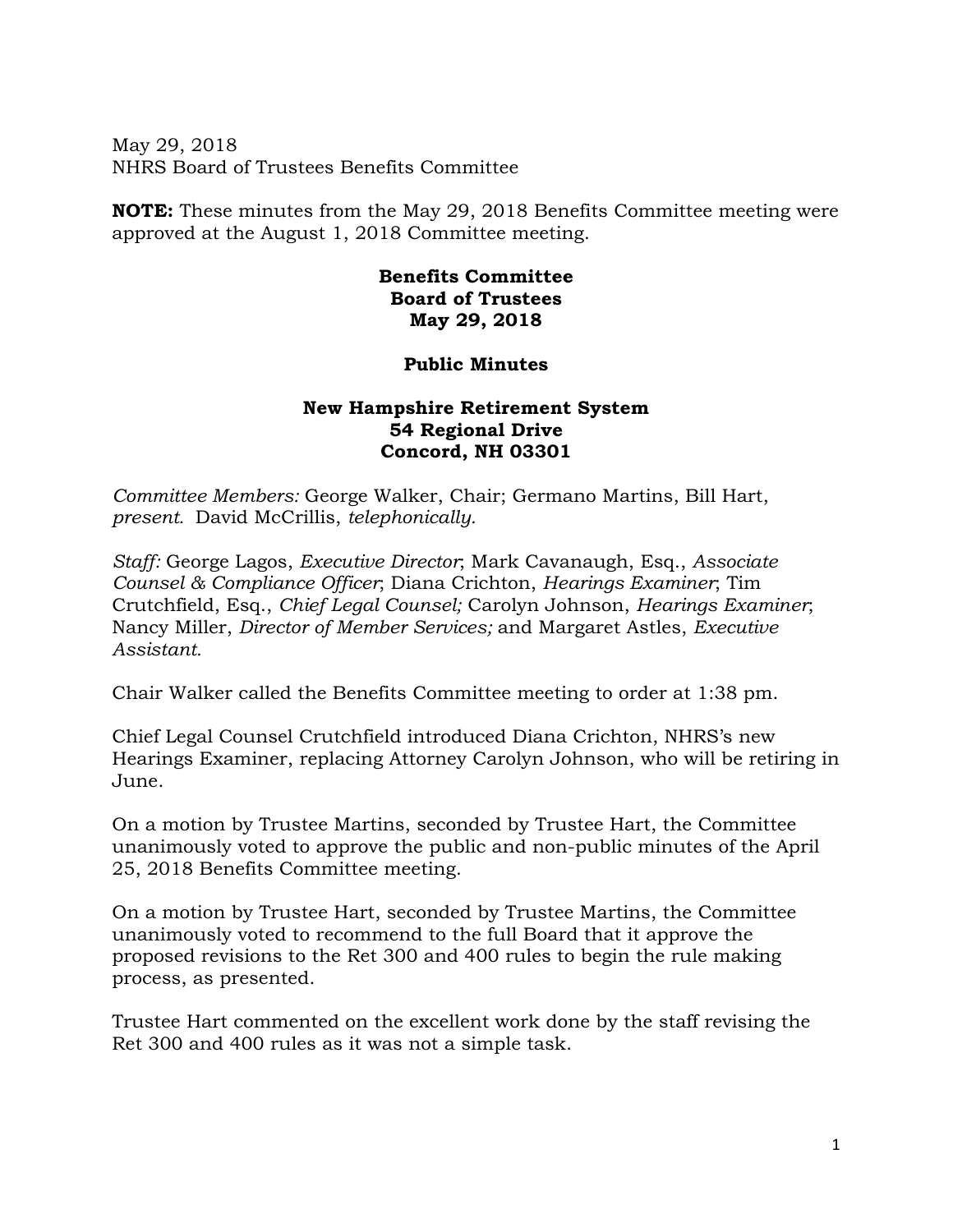May 29, 2018
NHRS Board of Trustees Benefits Committee

**NOTE:** These minutes from the May 29, 2018 Benefits Committee meeting were approved at the August 1, 2018 Committee meeting.

**Benefits Committee**
**Board of Trustees**
**May 29, 2018**

**Public Minutes**

**New Hampshire Retirement System**
**54 Regional Drive**
**Concord, NH 03301**

*Committee Members:* George Walker, Chair; Germano Martins, Bill Hart, *present.* David McCrillis, *telephonically.*

*Staff:* George Lagos, *Executive Director*; Mark Cavanaugh, Esq., *Associate Counsel & Compliance Officer*; Diana Crichton, *Hearings Examiner*; Tim Crutchfield, Esq., *Chief Legal Counsel;* Carolyn Johnson, *Hearings Examiner*; Nancy Miller, *Director of Member Services;* and Margaret Astles, *Executive Assistant.*

Chair Walker called the Benefits Committee meeting to order at 1:38 pm.

Chief Legal Counsel Crutchfield introduced Diana Crichton, NHRS's new Hearings Examiner, replacing Attorney Carolyn Johnson, who will be retiring in June.

On a motion by Trustee Martins, seconded by Trustee Hart, the Committee unanimously voted to approve the public and non-public minutes of the April 25, 2018 Benefits Committee meeting.

On a motion by Trustee Hart, seconded by Trustee Martins, the Committee unanimously voted to recommend to the full Board that it approve the proposed revisions to the Ret 300 and 400 rules to begin the rule making process, as presented.

Trustee Hart commented on the excellent work done by the staff revising the Ret 300 and 400 rules as it was not a simple task.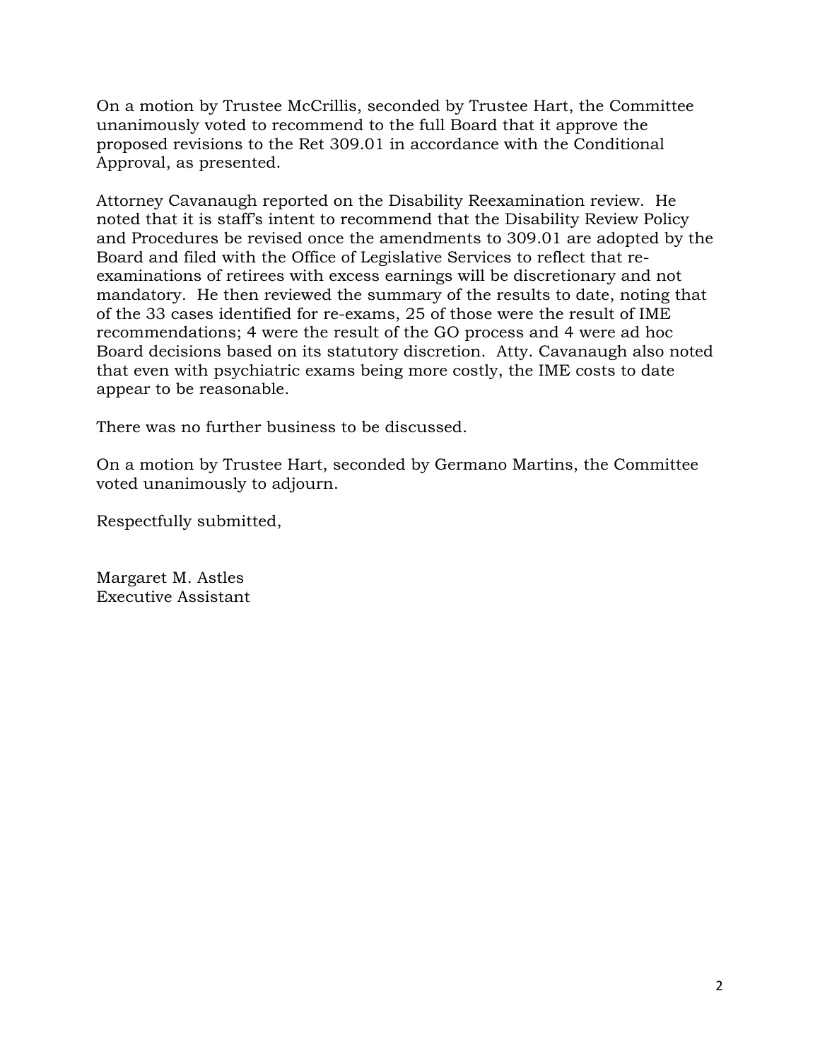On a motion by Trustee McCrillis, seconded by Trustee Hart, the Committee unanimously voted to recommend to the full Board that it approve the proposed revisions to the Ret 309.01 in accordance with the Conditional Approval, as presented.

Attorney Cavanaugh reported on the Disability Reexamination review. He noted that it is staff's intent to recommend that the Disability Review Policy and Procedures be revised once the amendments to 309.01 are adopted by the Board and filed with the Office of Legislative Services to reflect that re-examinations of retirees with excess earnings will be discretionary and not mandatory. He then reviewed the summary of the results to date, noting that of the 33 cases identified for re-exams, 25 of those were the result of IME recommendations; 4 were the result of the GO process and 4 were ad hoc Board decisions based on its statutory discretion. Atty. Cavanaugh also noted that even with psychiatric exams being more costly, the IME costs to date appear to be reasonable.

There was no further business to be discussed.

On a motion by Trustee Hart, seconded by Germano Martins, the Committee voted unanimously to adjourn.

Respectfully submitted,

Margaret M. Astles
Executive Assistant